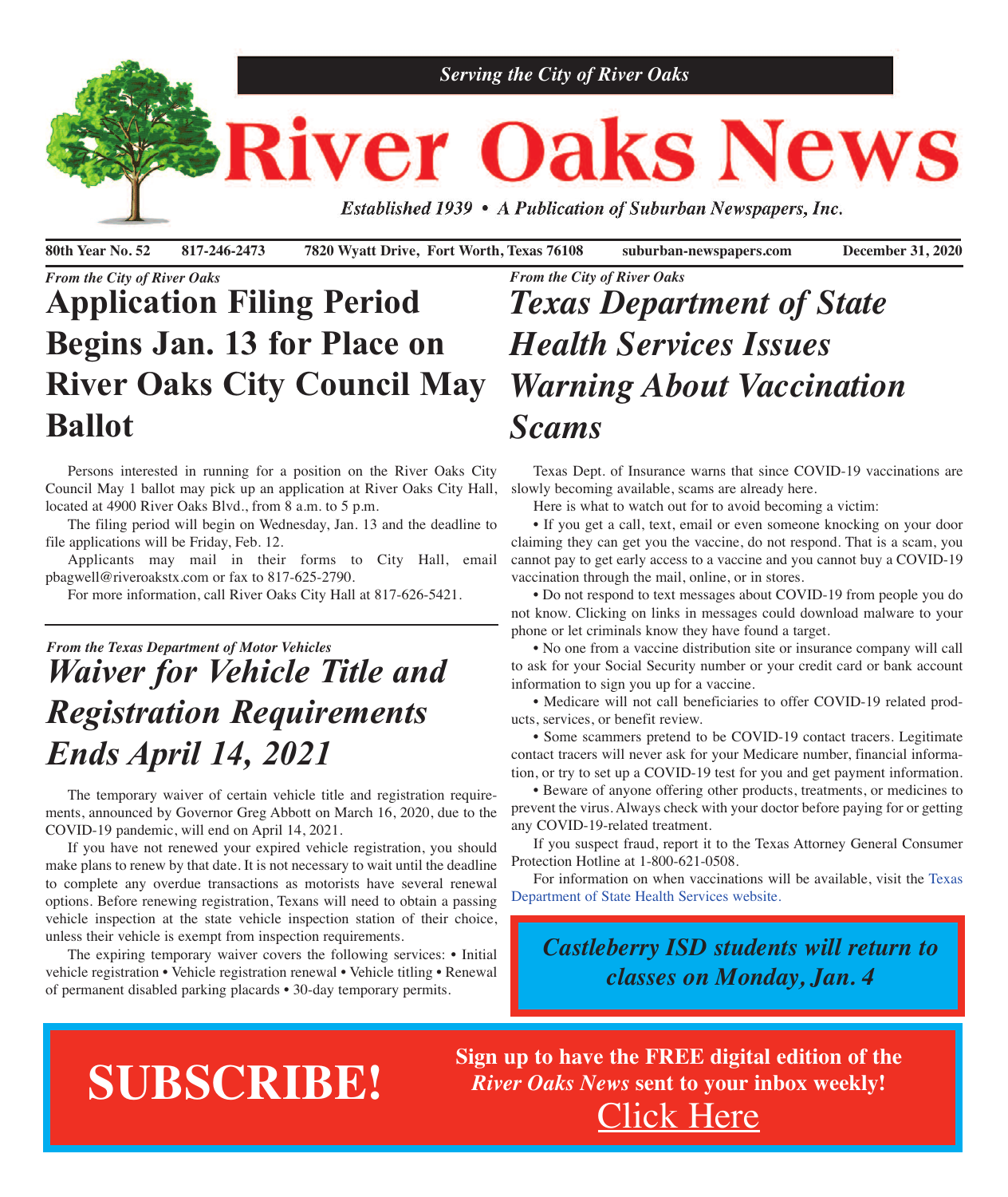*Serving the City of River Oaks*

# River Oaks News

*Established 1939 • A Publication of Suburban Newspapers, Inc.*

**80th Year No. 52** **817-246-2473** **7820 Wyatt Drive, Fort Worth, Texas 76108** **suburban-newspapers.com** **December 31, 2020**

*From the City of River Oaks*

## Application Filing Period Begins Jan. 13 for Place on River Oaks City Council May Ballot

Persons interested in running for a position on the River Oaks City Council May 1 ballot may pick up an application at River Oaks City Hall, located at 4900 River Oaks Blvd., from 8 a.m. to 5 p.m.

The filing period will begin on Wednesday, Jan. 13 and the deadline to file applications will be Friday, Feb. 12.

Applicants may mail in their forms to City Hall, email pbagwell@riveroakstx.com or fax to 817-625-2790.

For more information, call River Oaks City Hall at 817-626-5421.

*From the Texas Department of Motor Vehicles*

## *Waiver for Vehicle Title and Registration Requirements Ends April 14, 2021*

The temporary waiver of certain vehicle title and registration requirements, announced by Governor Greg Abbott on March 16, 2020, due to the COVID-19 pandemic, will end on April 14, 2021.

If you have not renewed your expired vehicle registration, you should make plans to renew by that date. It is not necessary to wait until the deadline to complete any overdue transactions as motorists have several renewal options. Before renewing registration, Texans will need to obtain a passing vehicle inspection at the state vehicle inspection station of their choice, unless their vehicle is exempt from inspection requirements.

The expiring temporary waiver covers the following services: • Initial vehicle registration • Vehicle registration renewal • Vehicle titling • Renewal of permanent disabled parking placards • 30-day temporary permits.

*From the City of River Oaks*

## *Texas Department of State Health Services Issues Warning About Vaccination Scams*

Texas Dept. of Insurance warns that since COVID-19 vaccinations are slowly becoming available, scams are already here.

Here is what to watch out for to avoid becoming a victim:

• If you get a call, text, email or even someone knocking on your door claiming they can get you the vaccine, do not respond. That is a scam, you cannot pay to get early access to a vaccine and you cannot buy a COVID-19 vaccination through the mail, online, or in stores.

• Do not respond to text messages about COVID-19 from people you do not know. Clicking on links in messages could download malware to your phone or let criminals know they have found a target.

• No one from a vaccine distribution site or insurance company will call to ask for your Social Security number or your credit card or bank account information to sign you up for a vaccine.

• Medicare will not call beneficiaries to offer COVID-19 related products, services, or benefit review.

• Some scammers pretend to be COVID-19 contact tracers. Legitimate contact tracers will never ask for your Medicare number, financial information, or try to set up a COVID-19 test for you and get payment information.

• Beware of anyone offering other products, treatments, or medicines to prevent the virus. Always check with your doctor before paying for or getting any COVID-19-related treatment.

If you suspect fraud, report it to the Texas Attorney General Consumer Protection Hotline at 1-800-621-0508.

For information on when vaccinations will be available, visit the Texas Department of State Health Services website.

***Castleberry ISD students will return to classes on Monday, Jan. 4***

# SUBSCRIBE!

**Sign up to have the FREE digital edition of the *River Oaks News* sent to your inbox weekly!**

Click Here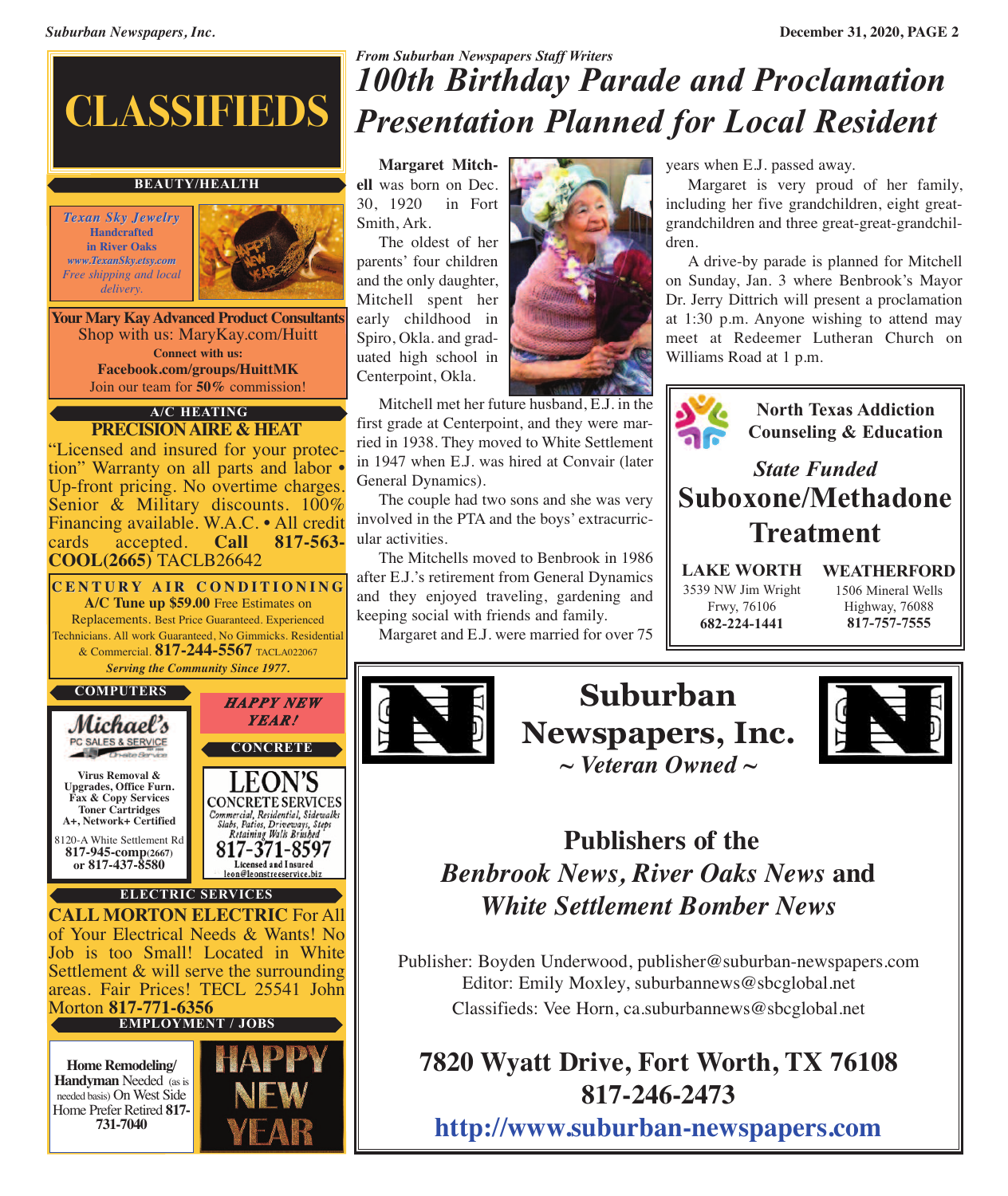# CLASSIFIEDS

**BEAUTY/HEALTH**

***Texan Sky Jewelry***
**Handcrafted in River Oaks**
*www.TexanSky.etsy.com*
*Free shipping and local delivery.*

**Your Mary Kay Advanced Product Consultants**
Shop with us: MaryKay.com/Huitt
**Connect with us:**
**Facebook.com/groups/HuittMK**
Join our team for **50%** commission!

**A/C HEATING**

**PRECISION AIRE & HEAT**
"Licensed and insured for your protection" Warranty on all parts and labor • Up-front pricing. No overtime charges. Senior & Military discounts. 100% Financing available. W.A.C. • All credit cards accepted. **Call 817-563-COOL(2665)** TACLB26642

**CENTURY AIR CONDITIONING**
**A/C Tune up $59.00** Free Estimates on Replacements. Best Price Guaranteed. Experienced Technicians. All work Guaranteed, No Gimmicks. Residential & Commercial. **817-244-5567** TACLA022067
***Serving the Community Since 1977.***

**COMPUTERS**

**Michael's PC SALES & SERVICE**
**Virus Removal & Upgrades, Office Furn. Fax & Copy Services Toner Cartridges A+, Network+ Certified**
8120-A White Settlement Rd
**817-945-comp(2667) or 817-437-8580**

***HAPPY NEW YEAR!***

**CONCRETE**

**LEON'S CONCRETE SERVICES**
*Commercial, Residential, Sidewalks Slabs, Patios, Driveways, Steps Retaining Walls Brushed*
**817-371-8597**
**Licensed and Insured**
**leon@leonstreeservice.biz**

**ELECTRIC SERVICES**

**CALL MORTON ELECTRIC** For All of Your Electrical Needs & Wants! No Job is too Small! Located in White Settlement & will serve the surrounding areas. Fair Prices! TECL 25541 John Morton **817-771-6356**

**EMPLOYMENT / JOBS**

**Home Remodeling/ Handyman** Needed (as is needed basis) On West Side Home Prefer Retired **817-731-7040**

HAPPY NEW YEAR

*From Suburban Newspapers Staff Writers*

# *100th Birthday Parade and Proclamation Presentation Planned for Local Resident*

**Margaret Mitchell** was born on Dec. 30, 1920 in Fort Smith, Ark.

The oldest of her parents' four children and the only daughter, Mitchell spent her early childhood in Spiro, Okla. and graduated high school in Centerpoint, Okla.

Mitchell met her future husband, E.J. in the first grade at Centerpoint, and they were married in 1938. They moved to White Settlement in 1947 when E.J. was hired at Convair (later General Dynamics).

The couple had two sons and she was very involved in the PTA and the boys' extracurricular activities.

The Mitchells moved to Benbrook in 1986 after E.J.'s retirement from General Dynamics and they enjoyed traveling, gardening and keeping social with friends and family.

Margaret and E.J. were married for over 75 years when E.J. passed away.

Margaret is very proud of her family, including her five grandchildren, eight great-grandchildren and three great-great-grandchildren.

A drive-by parade is planned for Mitchell on Sunday, Jan. 3 where Benbrook's Mayor Dr. Jerry Dittrich will present a proclamation at 1:30 p.m. Anyone wishing to attend may meet at Redeemer Lutheran Church on Williams Road at 1 p.m.

**North Texas Addiction Counseling & Education**

*State Funded*
**Suboxone/Methadone Treatment**

**LAKE WORTH**
3539 NW Jim Wright Frwy, 76106
**682-224-1441**

**WEATHERFORD**
1506 Mineral Wells Highway, 76088
**817-757-7555**

**Suburban Newspapers, Inc.**
***~ Veteran Owned ~***

**Publishers of the**
***Benbrook News, River Oaks News* and *White Settlement Bomber News***

Publisher: Boyden Underwood, publisher@suburban-newspapers.com
Editor: Emily Moxley, suburbannews@sbcglobal.net
Classifieds: Vee Horn, ca.suburbannews@sbcglobal.net

**7820 Wyatt Drive, Fort Worth, TX 76108**
**817-246-2473**
**http://www.suburban-newspapers.com**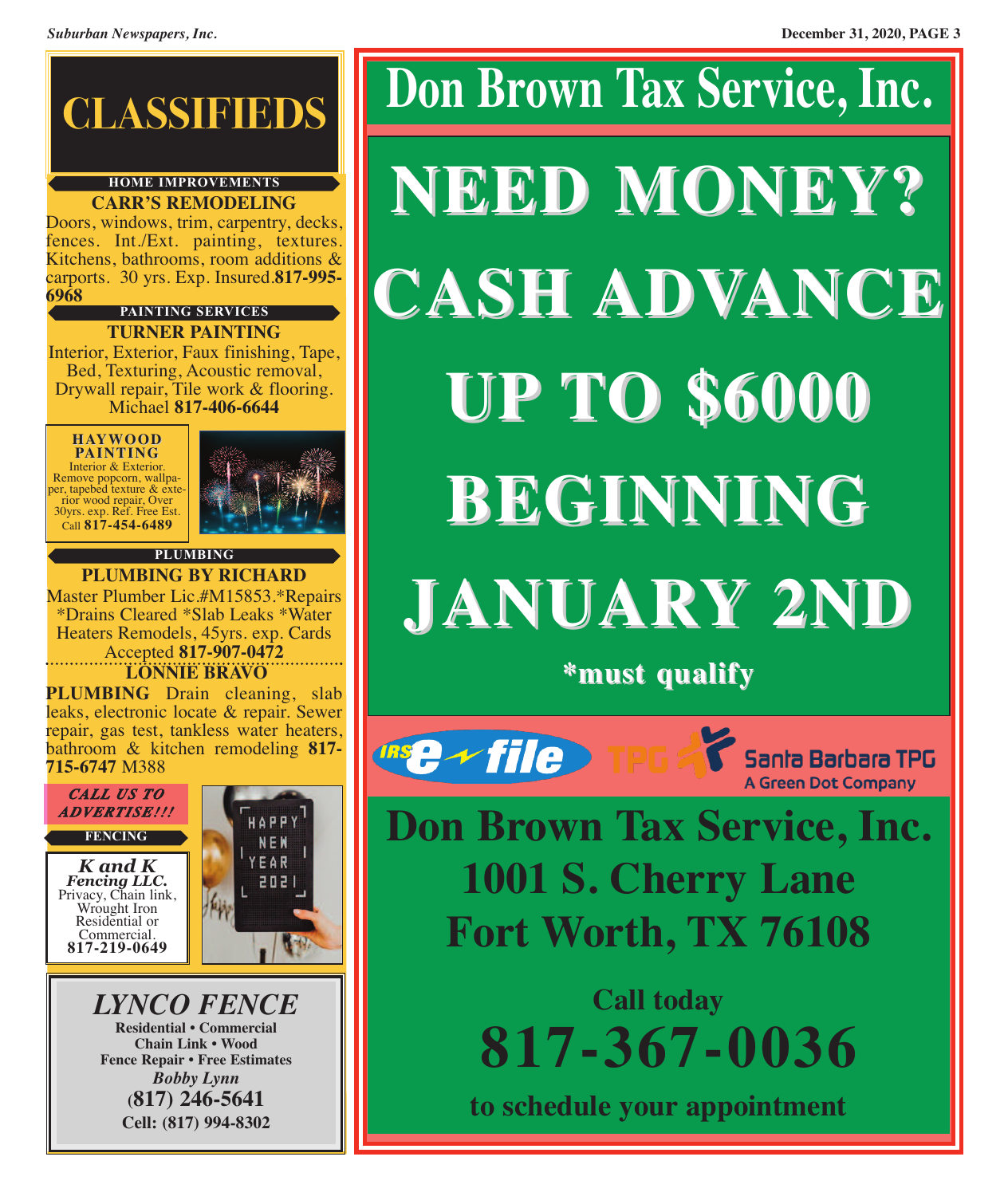# CLASSIFIEDS

### HOME IMPROVEMENTS

**CARR'S REMODELING**
Doors, windows, trim, carpentry, decks, fences. Int./Ext. painting, textures. Kitchens, bathrooms, room additions & carports. 30 yrs. Exp. Insured.**817-995-6968**

### PAINTING SERVICES

**TURNER PAINTING**
Interior, Exterior, Faux finishing, Tape, Bed, Texturing, Acoustic removal, Drywall repair, Tile work & flooring. Michael **817-406-6644**

**HAYWOOD PAINTING**
Interior & Exterior. Remove popcorn, wallpaper, tapebed texture & exterior wood repair, Over 30yrs. exp. Ref. Free Est. Call **817-454-6489**

### PLUMBING

**PLUMBING BY RICHARD**
Master Plumber Lic.#M15853.*Repairs *Drains Cleared *Slab Leaks *Water Heaters Remodels, 45yrs. exp. Cards Accepted **817-907-0472**

**LONNIE BRAVO PLUMBING** Drain cleaning, slab leaks, electronic locate & repair. Sewer repair, gas test, tankless water heaters, bathroom & kitchen remodeling **817-715-6747** M388

***CALL US TO ADVERTISE!!!***

### FENCING

***K and K Fencing LLC.***
Privacy, Chain link, Wrought Iron Residential or Commercial.
**817-219-0649**

***LYNCO FENCE***
**Residential • Commercial**
**Chain Link • Wood**
**Fence Repair • Free Estimates**
***Bobby Lynn***
**(817) 246-5641**
**Cell: (817) 994-8302**

# Don Brown Tax Service, Inc.

# NEED MONEY? CASH ADVANCE UP TO $6000 BEGINNING JANUARY 2ND

***must qualify**

IRS e-file TPG Santa Barbara TPG A Green Dot Company

## Don Brown Tax Service, Inc.
## 1001 S. Cherry Lane
## Fort Worth, TX 76108

**Call today**

# 817-367-0036

**to schedule your appointment**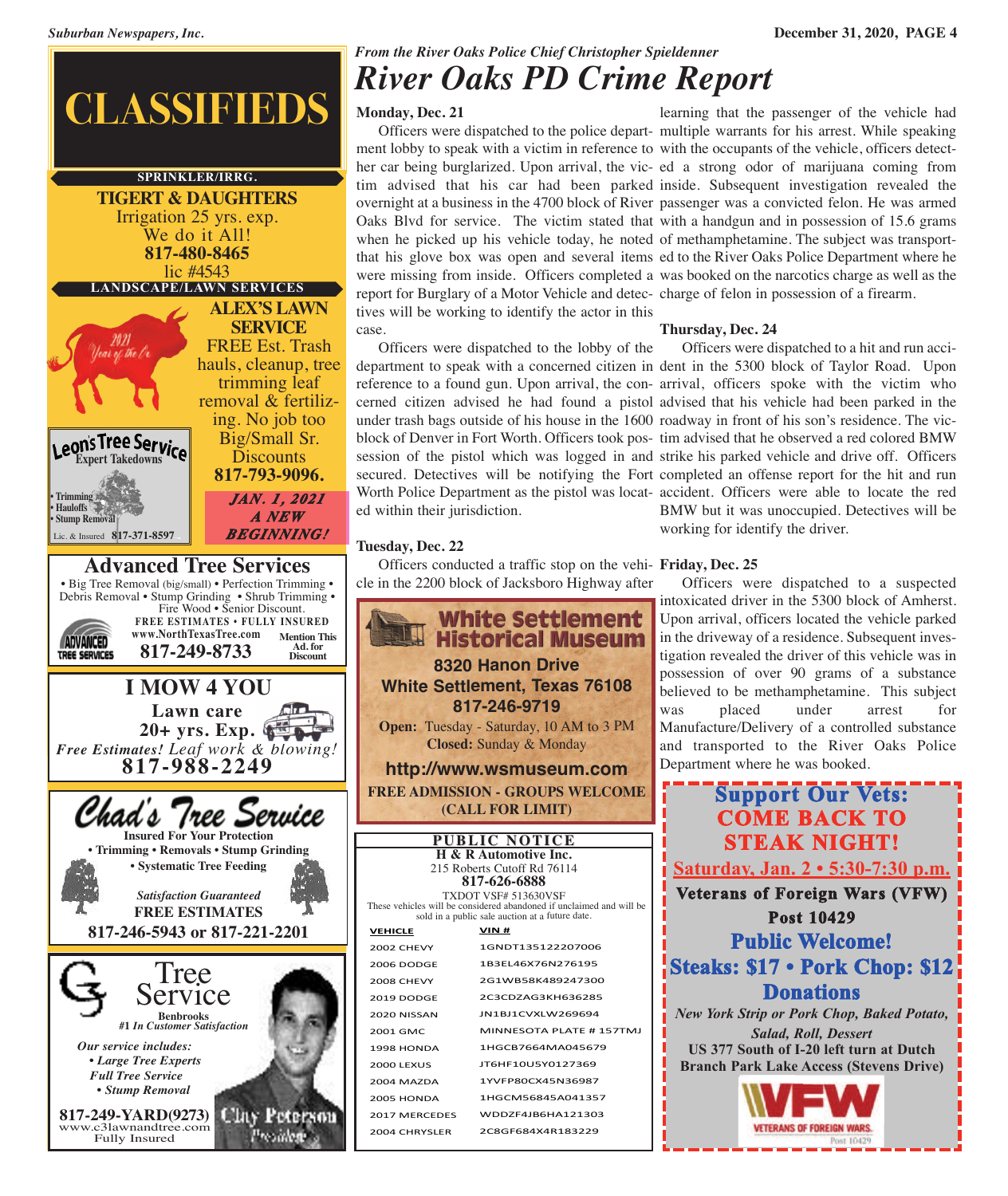# CLASSIFIEDS

**SPRINKLER/IRRG.**

**TIGERT & DAUGHTERS**
Irrigation 25 yrs. exp.
We do it All!
**817-480-8465**
lic #4543

**LANDSCAPE/LAWN SERVICES**

2021 Year of the Ox

**ALEX'S LAWN SERVICE**
FREE Est. Trash hauls, cleanup, tree trimming leaf removal & fertilizing. No job too Big/Small Sr. Discounts
**817-793-9096.**

**Leon's Tree Service**
Expert Takedowns
• Trimming
• Hauloffs
• Stump Removal
Lic. & Insured 817-371-8597

***JAN. 1, 2021 A NEW BEGINNING!***

## Advanced Tree Services

• Big Tree Removal (big/small) • Perfection Trimming • Debris Removal • Stump Grinding • Shrub Trimming • Fire Wood • Senior Discount.
**FREE ESTIMATES • FULLY INSURED**
**www.NorthTexasTree.com**
**817-249-8733**
**Mention This Ad. for Discount**

## I MOW 4 YOU

**Lawn care**
**20+ yrs. Exp.**
*Free Estimates! Leaf work & blowing!*
**817-988-2249**

## Chad's Tree Service

**Insured For Your Protection**
**• Trimming • Removals • Stump Grinding**
**• Systematic Tree Feeding**
***Satisfaction Guaranteed***
**FREE ESTIMATES**
**817-246-5943 or 817-221-2201**

## Tree Service

**Benbrooks**
***#1 In Customer Satisfaction***

*Our service includes:*
*• Large Tree Experts*
*Full Tree Service*
*• Stump Removal*

**817-249-YARD(9273)**
www.c3lawnandtree.com
Fully Insured

Clay Peterson, President

*From the River Oaks Police Chief Christopher Spieldenner*

# *River Oaks PD Crime Report*

### Monday, Dec. 21

Officers were dispatched to the police department lobby to speak with a victim in reference to her car being burglarized. Upon arrival, the victim advised that his car had been parked overnight at a business in the 4700 block of River Oaks Blvd for service. The victim stated that when he picked up his vehicle today, he noted that his glove box was open and several items were missing from inside. Officers completed a report for Burglary of a Motor Vehicle and detectives will be working to identify the actor in this case.

Officers were dispatched to the lobby of the department to speak with a concerned citizen in reference to a found gun. Upon arrival, the concerned citizen advised he had found a pistol under trash bags outside of his house in the 1600 block of Denver in Fort Worth. Officers took possession of the pistol which was logged in and secured. Detectives will be notifying the Fort Worth Police Department as the pistol was located within their jurisdiction.

### Tuesday, Dec. 22

Officers conducted a traffic stop on the vehicle in the 2200 block of Jacksboro Highway after learning that the passenger of the vehicle had multiple warrants for his arrest. While speaking with the occupants of the vehicle, officers detected a strong odor of marijuana coming from inside. Subsequent investigation revealed the passenger was a convicted felon. He was armed with a handgun and in possession of 15.6 grams of methamphetamine. The subject was transported to the River Oaks Police Department where he was booked on the narcotics charge as well as the charge of felon in possession of a firearm.

### Thursday, Dec. 24

Officers were dispatched to a hit and run accident in the 5300 block of Taylor Road. Upon arrival, officers spoke with the victim who advised that his vehicle had been parked in the roadway in front of his son's residence. The victim advised that he observed a red colored BMW strike his parked vehicle and drive off. Officers completed an offense report for the hit and run accident. Officers were able to locate the red BMW but it was unoccupied. Detectives will be working for identify the driver.

### Friday, Dec. 25

Officers were dispatched to a suspected intoxicated driver in the 5300 block of Amherst. Upon arrival, officers located the vehicle parked in the driveway of a residence. Subsequent investigation revealed the driver of this vehicle was in possession of over 90 grams of a substance believed to be methamphetamine. This subject was placed under arrest for Manufacture/Delivery of a controlled substance and transported to the River Oaks Police Department where he was booked.

## White Settlement Historical Museum

**8320 Hanon Drive**
**White Settlement, Texas 76108**
**817-246-9719**
**Open:** Tuesday - Saturday, 10 AM to 3 PM
**Closed:** Sunday & Monday
**http://www.wsmuseum.com**
**FREE ADMISSION - GROUPS WELCOME (CALL FOR LIMIT)**

## PUBLIC NOTICE

**H & R Automotive Inc.**
215 Roberts Cutoff Rd 76114
**817-626-6888**
TXDOT VSF# 513630VSF
These vehicles will be considered abandoned if unclaimed and will be sold in a public sale auction at a future date.

| VEHICLE | VIN # |
| --- | --- |
| 2002 CHEVY | 1GNDT135122207006 |
| 2006 DODGE | 1B3EL46X76N276195 |
| 2008 CHEVY | 2G1WB58K489247300 |
| 2019 DODGE | 2C3CDZAG3KH636285 |
| 2020 NISSAN | JN1BJ1CVXLW269694 |
| 2001 GMC | MINNESOTA PLATE # 157TMJ |
| 1998 HONDA | 1HGCB7664MA045679 |
| 2000 LEXUS | JT6HF10U5Y0127369 |
| 2004 MAZDA | 1YVFP80CX45N36987 |
| 2005 HONDA | 1HGCM56845A041357 |
| 2017 MERCEDES | WDDZF4JB6HA121303 |
| 2004 CHRYSLER | 2C8GF684X4R183229 |

## Support Our Vets: COME BACK TO STEAK NIGHT!

**Saturday, Jan. 2 • 5:30-7:30 p.m.**
**Veterans of Foreign Wars (VFW) Post 10429**
**Public Welcome!**
**Steaks: $17 • Pork Chop: $12**
**Donations**
*New York Strip or Pork Chop, Baked Potato, Salad, Roll, Dessert*
**US 377 South of I-20 left turn at Dutch Branch Park Lake Access (Stevens Drive)**

VFW VETERANS OF FOREIGN WARS. Post 10429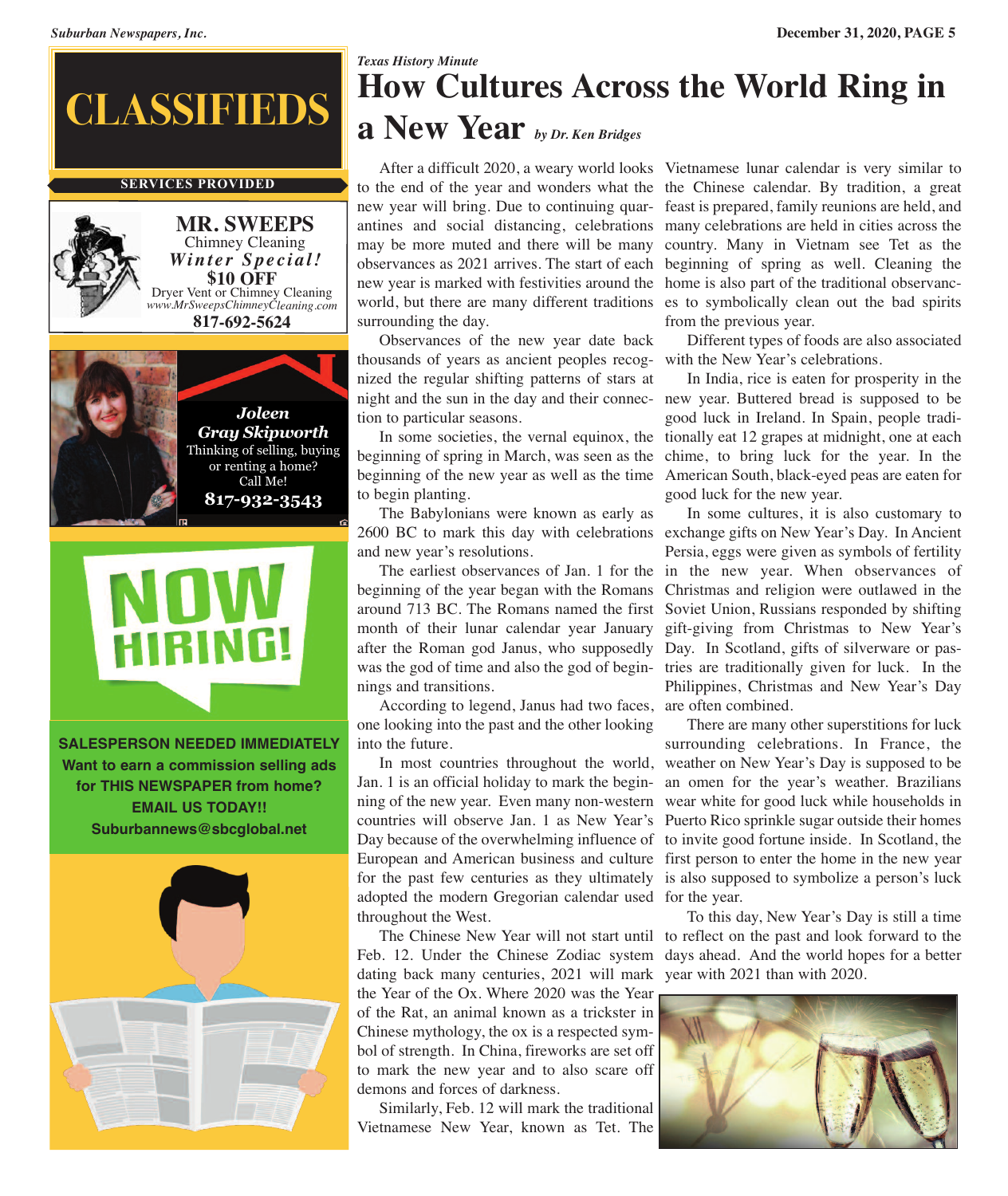# CLASSIFIEDS

**SERVICES PROVIDED**

**MR. SWEEPS**
Chimney Cleaning
***Winter Special!***
**$10 OFF**
Dryer Vent or Chimney Cleaning
*www.MrSweepsChimneyCleaning.com*
**817-692-5624**

***Joleen Gray Skipworth***
Thinking of selling, buying or renting a home?
Call Me!
**817-932-3543**

**NOW HIRING!**

**SALESPERSON NEEDED IMMEDIATELY**
**Want to earn a commission selling ads for THIS NEWSPAPER from home?**
**EMAIL US TODAY!!**
**Suburbannews@sbcglobal.net**

*Texas History Minute*

# How Cultures Across the World Ring in a New Year

*by Dr. Ken Bridges*

After a difficult 2020, a weary world looks to the end of the year and wonders what the new year will bring. Due to continuing quarantines and social distancing, celebrations may be more muted and there will be many observances as 2021 arrives. The start of each new year is marked with festivities around the world, but there are many different traditions surrounding the day.

Observances of the new year date back thousands of years as ancient peoples recognized the regular shifting patterns of stars at night and the sun in the day and their connection to particular seasons.

In some societies, the vernal equinox, the beginning of spring in March, was seen as the beginning of the new year as well as the time to begin planting.

The Babylonians were known as early as 2600 BC to mark this day with celebrations and new year's resolutions.

The earliest observances of Jan. 1 for the beginning of the year began with the Romans around 713 BC. The Romans named the first month of their lunar calendar year January after the Roman god Janus, who supposedly was the god of time and also the god of beginnings and transitions.

According to legend, Janus had two faces, one looking into the past and the other looking into the future.

In most countries throughout the world, Jan. 1 is an official holiday to mark the beginning of the new year. Even many non-western countries will observe Jan. 1 as New Year's Day because of the overwhelming influence of European and American business and culture for the past few centuries as they ultimately adopted the modern Gregorian calendar used throughout the West.

The Chinese New Year will not start until Feb. 12. Under the Chinese Zodiac system dating back many centuries, 2021 will mark the Year of the Ox. Where 2020 was the Year of the Rat, an animal known as a trickster in Chinese mythology, the ox is a respected symbol of strength. In China, fireworks are set off to mark the new year and to also scare off demons and forces of darkness.

Similarly, Feb. 12 will mark the traditional Vietnamese New Year, known as Tet. The Vietnamese lunar calendar is very similar to the Chinese calendar. By tradition, a great feast is prepared, family reunions are held, and many celebrations are held in cities across the country. Many in Vietnam see Tet as the beginning of spring as well. Cleaning the home is also part of the traditional observances to symbolically clean out the bad spirits from the previous year.

Different types of foods are also associated with the New Year's celebrations.

In India, rice is eaten for prosperity in the new year. Buttered bread is supposed to be good luck in Ireland. In Spain, people traditionally eat 12 grapes at midnight, one at each chime, to bring luck for the year. In the American South, black-eyed peas are eaten for good luck for the new year.

In some cultures, it is also customary to exchange gifts on New Year's Day. In Ancient Persia, eggs were given as symbols of fertility in the new year. When observances of Christmas and religion were outlawed in the Soviet Union, Russians responded by shifting gift-giving from Christmas to New Year's Day. In Scotland, gifts of silverware or pastries are traditionally given for luck. In the Philippines, Christmas and New Year's Day are often combined.

There are many other superstitions for luck surrounding celebrations. In France, the weather on New Year's Day is supposed to be an omen for the year's weather. Brazilians wear white for good luck while households in Puerto Rico sprinkle sugar outside their homes to invite good fortune inside. In Scotland, the first person to enter the home in the new year is also supposed to symbolize a person's luck for the year.

To this day, New Year's Day is still a time to reflect on the past and look forward to the days ahead. And the world hopes for a better year with 2021 than with 2020.